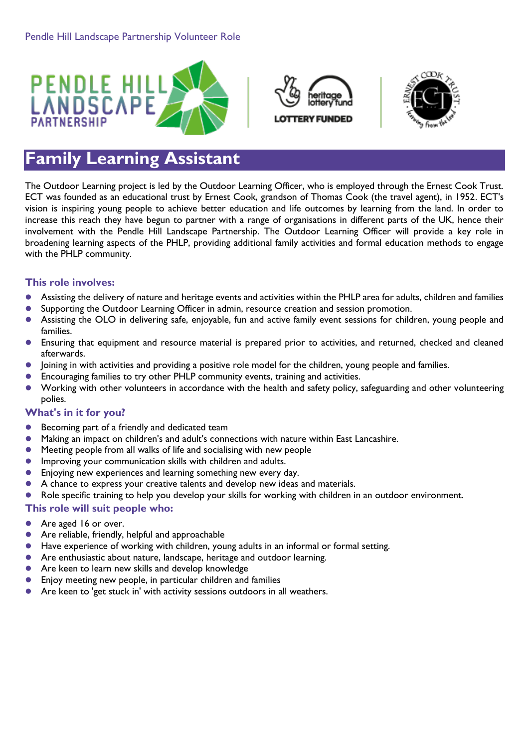Pendle Hill Landscape Partnership Volunteer Role

# Family Learning Assistant

The Outdoor Learning project is led by the Outdoor Learning Officer, who is employed through the Ernest Cook Trust. ECT was founded as an educational trust by Ernest Cook, grandson of Thomas Cook (the travel agent), in 1952. ECT's vision is inspiring young people to achieve better education and life outcomes by learning from the land. In order to increase this reach they have begun to partner with a range of organisations in different parts of the UK, hence their involvement with the Pendle Hill Landscape Partnership. The Outdoor Learning Officer will provide a key role in broadening learning aspects of the PHLP, providing additional family activities and formal education methods to engage with the PHLP community.

### This role involves:

- Assisting the delivery of nature and heritage events and activities within the PHLP area for adults, children and families
- Supporting the Outdoor Learning Officer in admin, resource creation and session promotion.
- Assisting the OLO in delivering safe, enjoyable, fun and active family event sessions for children, young people and families.
- Ensuring that equipment and resource material is prepared prior to activities, and returned, checked and cleaned afterwards.
- Joining in with activities and providing a positive role model for the children, young people and families.
- Encouraging families to try other PHLP community events, training and activities.
- Working with other volunteers in accordance with the health and safety policy, safeguarding and other volunteering polies.

### What's in it for you?

- Becoming part of a friendly and dedicated team
- Making an impact on children's and adult's connections with nature within East Lancashire.
- Meeting people from all walks of life and socialising with new people
- Improving your communication skills with children and adults.
- Enjoying new experiences and learning something new every day.
- A chance to express your creative talents and develop new ideas and materials.
- Role specific training to help you develop your skills for working with children in an outdoor environment.

### This role will suit people who:

- Are aged 16 or over.
- Are reliable, friendly, helpful and approachable
- Have experience of working with children, young adults in an informal or formal setting.
- Are enthusiastic about nature, landscape, heritage and outdoor learning.
- Are keen to learn new skills and develop knowledge
- Enjoy meeting new people, in particular children and families
- Are keen to 'get stuck in' with activity sessions outdoors in all weathers.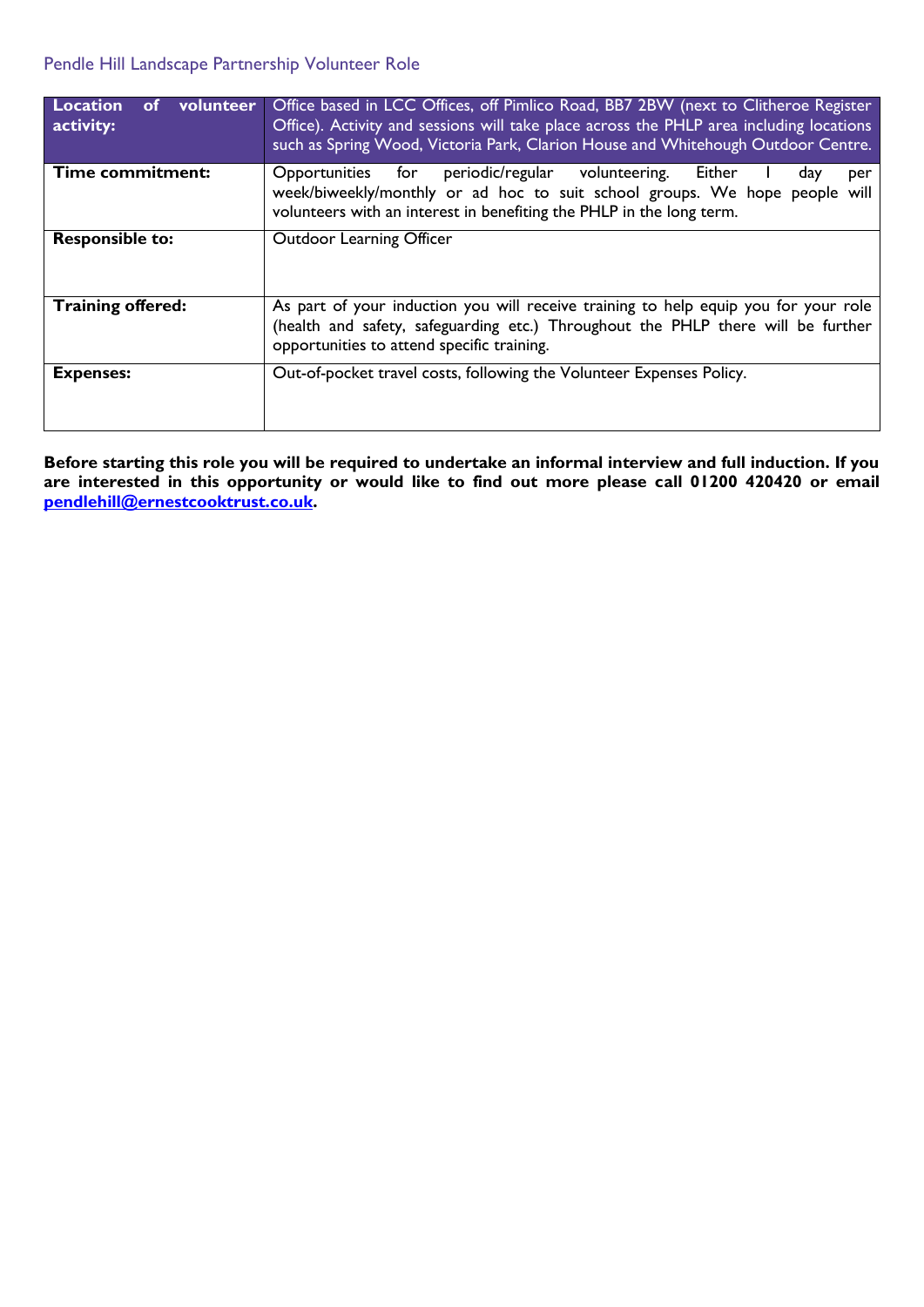Pendle Hill Landscape Partnership Volunteer Role

| | |
|---|---|
| **Location of volunteer activity:** | Office based in LCC Offices, off Pimlico Road, BB7 2BW (next to Clitheroe Register Office). Activity and sessions will take place across the PHLP area including locations such as Spring Wood, Victoria Park, Clarion House and Whitehough Outdoor Centre. |
| **Time commitment:** | Opportunities for periodic/regular volunteering. Either 1 day per week/biweekly/monthly or ad hoc to suit school groups. We hope people will volunteers with an interest in benefiting the PHLP in the long term. |
| **Responsible to:** | Outdoor Learning Officer |
| **Training offered:** | As part of your induction you will receive training to help equip you for your role (health and safety, safeguarding etc.) Throughout the PHLP there will be further opportunities to attend specific training. |
| **Expenses:** | Out-of-pocket travel costs, following the Volunteer Expenses Policy. |

**Before starting this role you will be required to undertake an informal interview and full induction. If you are interested in this opportunity or would like to find out more please call 01200 420420 or email [pendlehill@ernestcooktrust.co.uk](mailto:pendlehill@ernestcooktrust.co.uk).**